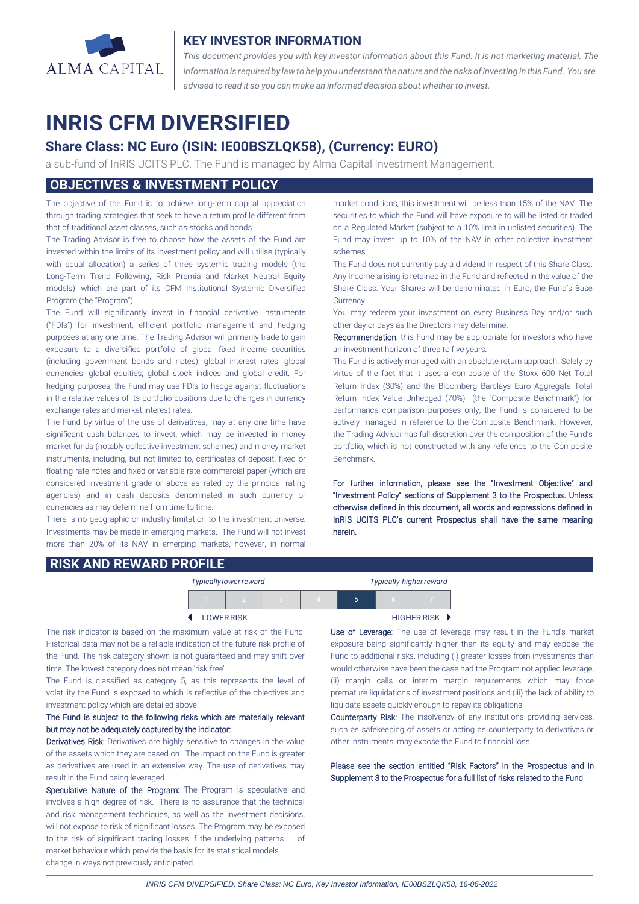ALMA CAPITAL

## KEY INVESTOR INFORMATION

*This document provides you with key investor information about this Fund. It is not marketing material. The information is required by law to help you understand the nature and the risks of investing in this Fund. You are advised to read it so you can make an informed decision about whether to invest.*

# INRIS CFM DIVERSIFIED

## Share Class: NC Euro (ISIN: IE00BSZLQK58), (Currency: EURO)

a sub-fund of InRIS UCITS PLC. The Fund is managed by Alma Capital Investment Management.

## OBJECTIVES & INVESTMENT POLICY

The objective of the Fund is to achieve long-term capital appreciation through trading strategies that seek to have a return profile different from that of traditional asset classes, such as stocks and bonds.

The Trading Advisor is free to choose how the assets of the Fund are invested within the limits of its investment policy and will utilise (typically with equal allocation) a series of three systemic trading models (the Long-Term Trend Following, Risk Premia and Market Neutral Equity models), which are part of its CFM Institutional Systemic Diversified Program (the "Program").

The Fund will significantly invest in financial derivative instruments ("FDIs") for investment, efficient portfolio management and hedging purposes at any one time. The Trading Advisor will primarily trade to gain exposure to a diversified portfolio of global fixed income securities (including government bonds and notes), global interest rates, global currencies, global equities, global stock indices and global credit. For hedging purposes, the Fund may use FDIs to hedge against fluctuations in the relative values of its portfolio positions due to changes in currency exchange rates and market interest rates.

The Fund by virtue of the use of derivatives, may at any one time have significant cash balances to invest, which may be invested in money market funds (notably collective investment schemes) and money market instruments, including, but not limited to, certificates of deposit, fixed or floating rate notes and fixed or variable rate commercial paper (which are considered investment grade or above as rated by the principal rating agencies) and in cash deposits denominated in such currency or currencies as may determine from time to time.

There is no geographic or industry limitation to the investment universe. Investments may be made in emerging markets. The Fund will not invest more than 20% of its NAV in emerging markets, however, in normal market conditions, this investment will be less than 15% of the NAV. The securities to which the Fund will have exposure to will be listed or traded on a Regulated Market (subject to a 10% limit in unlisted securities). The Fund may invest up to 10% of the NAV in other collective investment schemes.

The Fund does not currently pay a dividend in respect of this Share Class. Any income arising is retained in the Fund and reflected in the value of the Share Class. Your Shares will be denominated in Euro, the Fund's Base Currency.

You may redeem your investment on every Business Day and/or such other day or days as the Directors may determine.

Recommendation: this Fund may be appropriate for investors who have an investment horizon of three to five years.

The Fund is actively managed with an absolute return approach. Solely by virtue of the fact that it uses a composite of the Stoxx 600 Net Total Return Index (30%) and the Bloomberg Barclays Euro Aggregate Total Return Index Value Unhedged (70%) (the "Composite Benchmark") for performance comparison purposes only, the Fund is considered to be actively managed in reference to the Composite Benchmark. However, the Trading Advisor has full discretion over the composition of the Fund's portfolio, which is not constructed with any reference to the Composite Benchmark.

For further information, please see the "Investment Objective" and "Investment Policy" sections of Supplement 3 to the Prospectus. Unless otherwise defined in this document, all words and expressions defined in InRIS UCITS PLC's current Prospectus shall have the same meaning herein.

## RISK AND REWARD PROFILE

*Typically lower reward* — *Typically higher reward*

| 1 | 2 | 3 | 4 | **5** | 6 | 7 |
|---|---|---|---|---|---|---|

LOWER RISK — HIGHER RISK

The risk indicator is based on the maximum value at risk of the Fund. Historical data may not be a reliable indication of the future risk profile of the Fund. The risk category shown is not guaranteed and may shift over time. The lowest category does not mean 'risk free'.

The Fund is classified as category 5, as this represents the level of volatility the Fund is exposed to which is reflective of the objectives and investment policy which are detailed above.

The Fund is subject to the following risks which are materially relevant but may not be adequately captured by the indicator:

Derivatives Risk: Derivatives are highly sensitive to changes in the value of the assets which they are based on. The impact on the Fund is greater as derivatives are used in an extensive way. The use of derivatives may result in the Fund being leveraged.

Speculative Nature of the Program: The Program is speculative and involves a high degree of risk. There is no assurance that the technical and risk management techniques, as well as the investment decisions, will not expose to risk of significant losses. The Program may be exposed to the risk of significant trading losses if the underlying patterns of market behaviour which provide the basis for its statistical models change in ways not previously anticipated.

Use of Leverage: The use of leverage may result in the Fund's market exposure being significantly higher than its equity and may expose the Fund to additional risks, including (i) greater losses from investments than would otherwise have been the case had the Program not applied leverage, (ii) margin calls or interim margin requirements which may force premature liquidations of investment positions and (iii) the lack of ability to liquidate assets quickly enough to repay its obligations.

Counterparty Risk: The insolvency of any institutions providing services, such as safekeeping of assets or acting as counterparty to derivatives or other instruments, may expose the Fund to financial loss.

Please see the section entitled "Risk Factors" in the Prospectus and in Supplement 3 to the Prospectus for a full list of risks related to the Fund.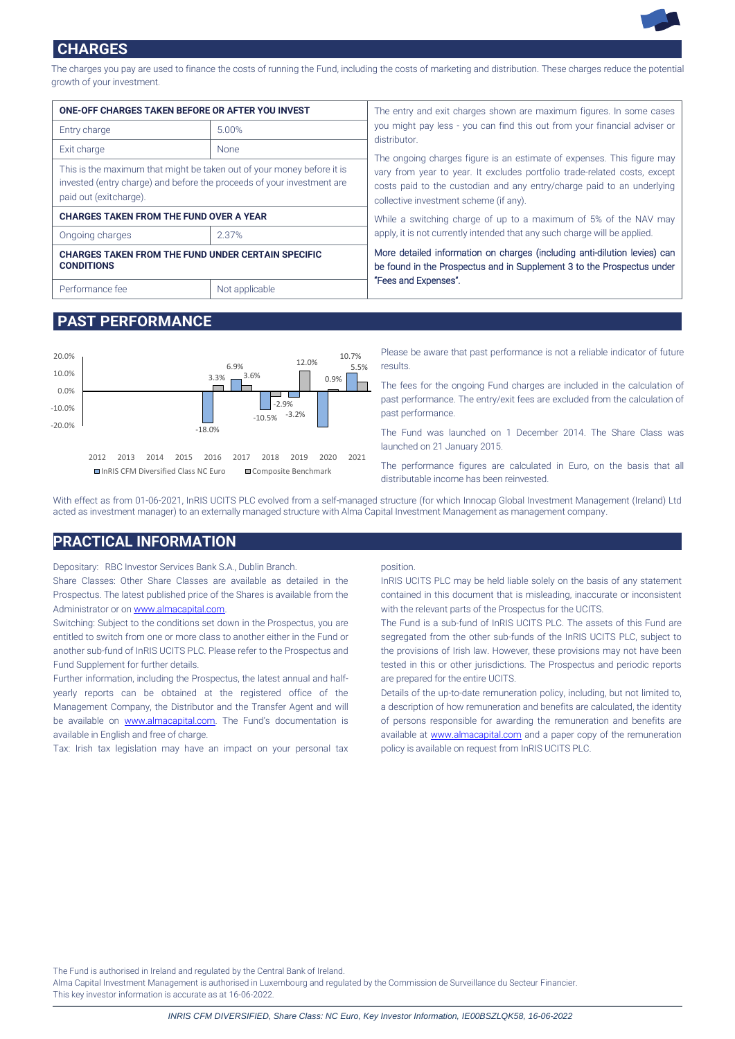## CHARGES

The charges you pay are used to finance the costs of running the Fund, including the costs of marketing and distribution. These charges reduce the potential growth of your investment.

| ONE-OFF CHARGES TAKEN BEFORE OR AFTER YOU INVEST | |
|---|---|
| Entry charge | 5.00% |
| Exit charge | None |
| This is the maximum that might be taken out of your money before it is invested (entry charge) and before the proceeds of your investment are paid out (exitcharge). | |
| **CHARGES TAKEN FROM THE FUND OVER A YEAR** | |
| Ongoing charges | 2.37% |
| **CHARGES TAKEN FROM THE FUND UNDER CERTAIN SPECIFIC CONDITIONS** | |
| Performance fee | Not applicable |

The entry and exit charges shown are maximum figures. In some cases you might pay less - you can find this out from your financial adviser or distributor.

The ongoing charges figure is an estimate of expenses. This figure may vary from year to year. It excludes portfolio trade-related costs, except costs paid to the custodian and any entry/charge paid to an underlying collective investment scheme (if any).

While a switching charge of up to a maximum of 5% of the NAV may apply, it is not currently intended that any such charge will be applied.

More detailed information on charges (including anti-dilution levies) can be found in the Prospectus and in Supplement 3 to the Prospectus under "Fees and Expenses".

## PAST PERFORMANCE

20.0%
10.0%
0.0%
-10.0%
-20.0%

3.3% -18.0% 6.9% 3.6% -10.5% -2.9% -3.2% 12.0% 0.9% 10.7% 5.5%

2012 2013 2014 2015 2016 2017 2018 2019 2020 2021

InRIS CFM Diversified Class NC Euro
Composite Benchmark

Please be aware that past performance is not a reliable indicator of future results.

The fees for the ongoing Fund charges are included in the calculation of past performance. The entry/exit fees are excluded from the calculation of past performance.

The Fund was launched on 1 December 2014. The Share Class was launched on 21 January 2015.

The performance figures are calculated in Euro, on the basis that all distributable income has been reinvested.

With effect as from 01-06-2021, InRIS UCITS PLC evolved from a self-managed structure (for which Innocap Global Investment Management (Ireland) Ltd acted as investment manager) to an externally managed structure with Alma Capital Investment Management as management company.

## PRACTICAL INFORMATION

Depositary: RBC Investor Services Bank S.A., Dublin Branch.

Share Classes: Other Share Classes are available as detailed in the Prospectus. The latest published price of the Shares is available from the Administrator or on www.almacapital.com.

Switching: Subject to the conditions set down in the Prospectus, you are entitled to switch from one or more class to another either in the Fund or another sub-fund of InRIS UCITS PLC. Please refer to the Prospectus and Fund Supplement for further details.

Further information, including the Prospectus, the latest annual and half-yearly reports can be obtained at the registered office of the Management Company, the Distributor and the Transfer Agent and will be available on www.almacapital.com. The Fund's documentation is available in English and free of charge.

Tax: Irish tax legislation may have an impact on your personal tax position.

InRIS UCITS PLC may be held liable solely on the basis of any statement contained in this document that is misleading, inaccurate or inconsistent with the relevant parts of the Prospectus for the UCITS.

The Fund is a sub-fund of InRIS UCITS PLC. The assets of this Fund are segregated from the other sub-funds of the InRIS UCITS PLC, subject to the provisions of Irish law. However, these provisions may not have been tested in this or other jurisdictions. The Prospectus and periodic reports are prepared for the entire UCITS.

Details of the up-to-date remuneration policy, including, but not limited to, a description of how remuneration and benefits are calculated, the identity of persons responsible for awarding the remuneration and benefits are available at www.almacapital.com and a paper copy of the remuneration policy is available on request from InRIS UCITS PLC.

The Fund is authorised in Ireland and regulated by the Central Bank of Ireland.
Alma Capital Investment Management is authorised in Luxembourg and regulated by the Commission de Surveillance du Secteur Financier.
This key investor information is accurate as at 16-06-2022.